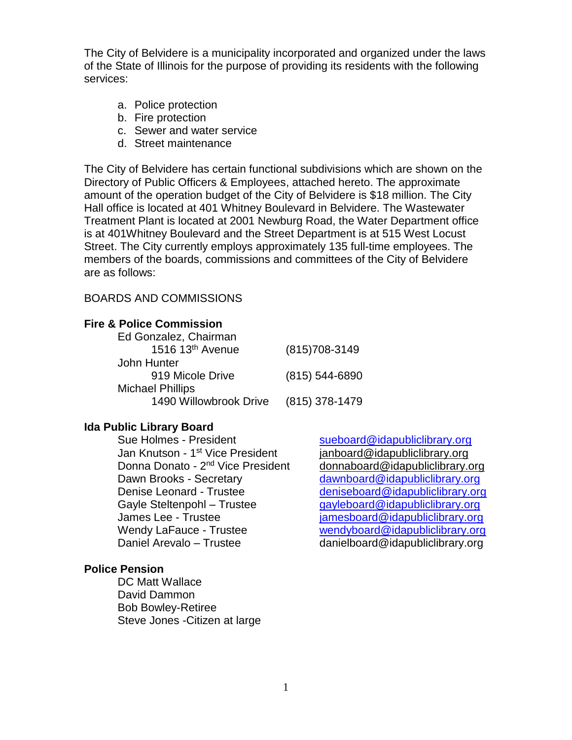The City of Belvidere is a municipality incorporated and organized under the laws of the State of Illinois for the purpose of providing its residents with the following services:

a. Police protection
b. Fire protection
c. Sewer and water service
d. Street maintenance

The City of Belvidere has certain functional subdivisions which are shown on the Directory of Public Officers & Employees, attached hereto. The approximate amount of the operation budget of the City of Belvidere is $18 million. The City Hall office is located at 401 Whitney Boulevard in Belvidere. The Wastewater Treatment Plant is located at 2001 Newburg Road, the Water Department office is at 401Whitney Boulevard and the Street Department is at 515 West Locust Street. The City currently employs approximately 135 full-time employees. The members of the boards, commissions and committees of the City of Belvidere are as follows:

BOARDS AND COMMISSIONS

**Fire & Police Commission**

| Member | Phone |
|---|---|
| Ed Gonzalez, Chairman<br>1516 13th Avenue | (815)708-3149 |
| John Hunter<br>919 Micole Drive | (815) 544-6890 |
| Michael Phillips<br>1490 Willowbrook Drive | (815) 378-1479 |

**Ida Public Library Board**

| Member | Email |
|---|---|
| Sue Holmes - President | sueboard@idapubliclibrary.org |
| Jan Knutson - 1st Vice President | janboard@idapubliclibrary.org |
| Donna Donato - 2nd Vice President | donnaboard@idapubliclibrary.org |
| Dawn Brooks - Secretary | dawnboard@idapubliclibrary.org |
| Denise Leonard - Trustee | deniseboard@idapubliclibrary.org |
| Gayle Steltenpohl – Trustee | gayleboard@idapubliclibrary.org |
| James Lee - Trustee | jamesboard@idapubliclibrary.org |
| Wendy LaFauce - Trustee | wendyboard@idapubliclibrary.org |
| Daniel Arevalo – Trustee | danielboard@idapubliclibrary.org |

**Police Pension**

DC Matt Wallace
David Dammon
Bob Bowley-Retiree
Steve Jones -Citizen at large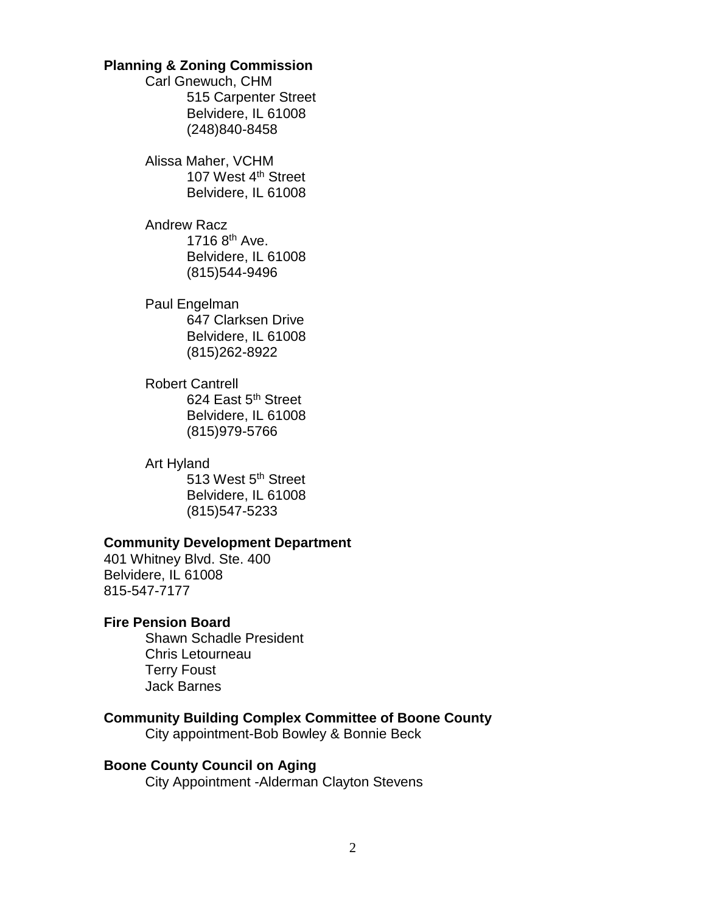**Planning & Zoning Commission**

Carl Gnewuch, CHM
515 Carpenter Street
Belvidere, IL 61008
(248)840-8458

Alissa Maher, VCHM
107 West 4th Street
Belvidere, IL 61008

Andrew Racz
1716 8th Ave.
Belvidere, IL 61008
(815)544-9496

Paul Engelman
647 Clarksen Drive
Belvidere, IL 61008
(815)262-8922

Robert Cantrell
624 East 5th Street
Belvidere, IL 61008
(815)979-5766

Art Hyland
513 West 5th Street
Belvidere, IL 61008
(815)547-5233

**Community Development Department**

401 Whitney Blvd. Ste. 400
Belvidere, IL 61008
815-547-7177

**Fire Pension Board**

Shawn Schadle President
Chris Letourneau
Terry Foust
Jack Barnes

**Community Building Complex Committee of Boone County**

City appointment-Bob Bowley & Bonnie Beck

**Boone County Council on Aging**

City Appointment -Alderman Clayton Stevens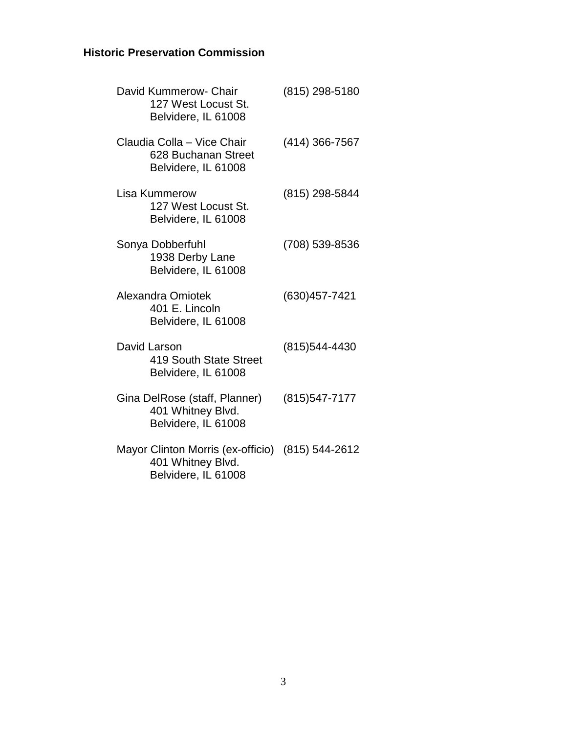**Historic Preservation Commission**

David Kummerow- Chair (815) 298-5180
127 West Locust St.
Belvidere, IL 61008

Claudia Colla – Vice Chair (414) 366-7567
628 Buchanan Street
Belvidere, IL 61008

Lisa Kummerow (815) 298-5844
127 West Locust St.
Belvidere, IL 61008

Sonya Dobberfuhl (708) 539-8536
1938 Derby Lane
Belvidere, IL 61008

Alexandra Omiotek (630)457-7421
401 E. Lincoln
Belvidere, IL 61008

David Larson (815)544-4430
419 South State Street
Belvidere, IL 61008

Gina DelRose (staff, Planner) (815)547-7177
401 Whitney Blvd.
Belvidere, IL 61008

Mayor Clinton Morris (ex-officio) (815) 544-2612
401 Whitney Blvd.
Belvidere, IL 61008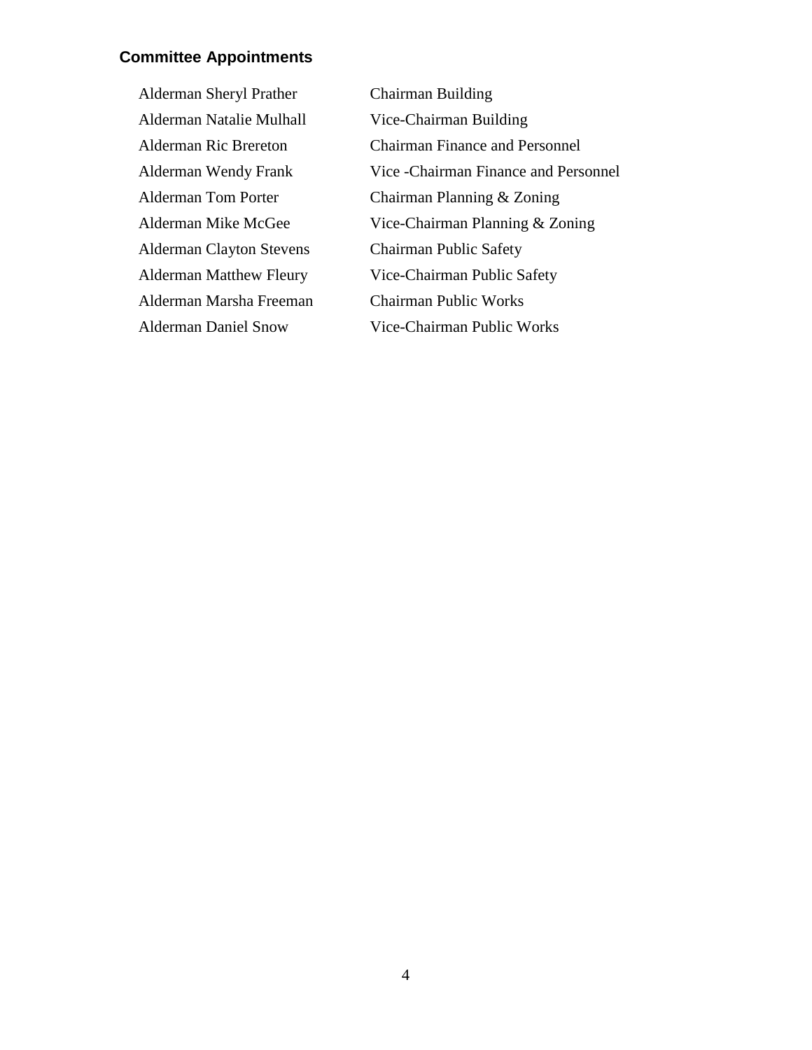### Committee Appointments

| | |
|---|---|
| Alderman Sheryl Prather | Chairman Building |
| Alderman Natalie Mulhall | Vice-Chairman Building |
| Alderman Ric Brereton | Chairman Finance and Personnel |
| Alderman Wendy Frank | Vice -Chairman Finance and Personnel |
| Alderman Tom Porter | Chairman Planning & Zoning |
| Alderman Mike McGee | Vice-Chairman Planning & Zoning |
| Alderman Clayton Stevens | Chairman Public Safety |
| Alderman Matthew Fleury | Vice-Chairman Public Safety |
| Alderman Marsha Freeman | Chairman Public Works |
| Alderman Daniel Snow | Vice-Chairman Public Works |